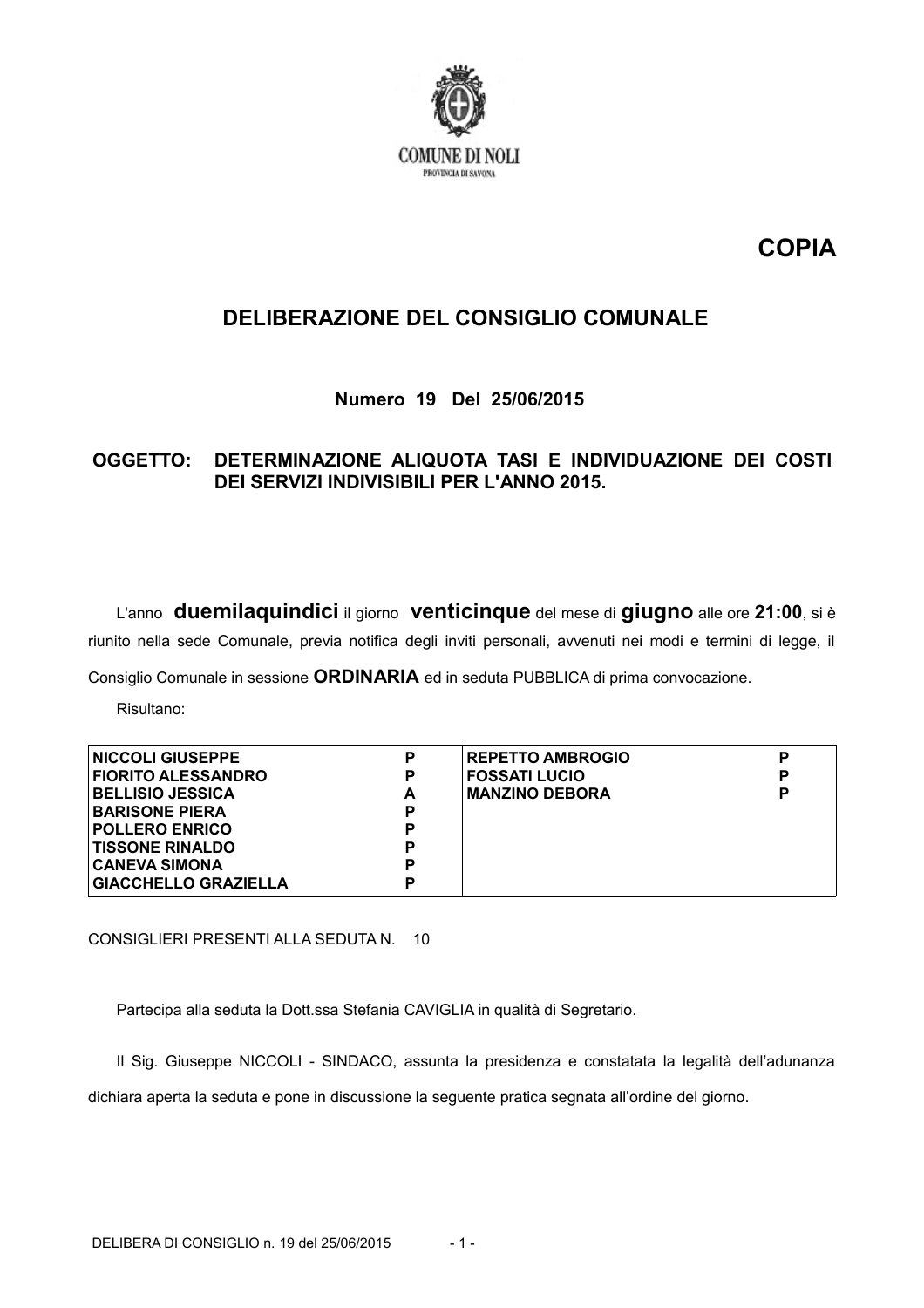COMUNE DI NOLI
PROVINCIA DI SAVONA

**COPIA**

## DELIBERAZIONE DEL CONSIGLIO COMUNALE

**Numero 19 Del 25/06/2015**

**OGGETTO: DETERMINAZIONE ALIQUOTA TASI E INDIVIDUAZIONE DEI COSTI DEI SERVIZI INDIVISIBILI PER L'ANNO 2015.**

L'anno **duemilaquindici** il giorno **venticinque** del mese di **giugno** alle ore **21:00**, si è riunito nella sede Comunale, previa notifica degli inviti personali, avvenuti nei modi e termini di legge, il Consiglio Comunale in sessione **ORDINARIA** ed in seduta PUBBLICA di prima convocazione.

Risultano:

| | | | |
|---|---|---|---|
| **NICCOLI GIUSEPPE** | **P** | **REPETTO AMBROGIO** | **P** |
| **FIORITO ALESSANDRO** | **P** | **FOSSATI LUCIO** | **P** |
| **BELLISIO JESSICA** | **A** | **MANZINO DEBORA** | **P** |
| **BARISONE PIERA** | **P** | | |
| **POLLERO ENRICO** | **P** | | |
| **TISSONE RINALDO** | **P** | | |
| **CANEVA SIMONA** | **P** | | |
| **GIACCHELLO GRAZIELLA** | **P** | | |

CONSIGLIERI PRESENTI ALLA SEDUTA N. 10

Partecipa alla seduta la Dott.ssa Stefania CAVIGLIA in qualità di Segretario.

Il Sig. Giuseppe NICCOLI - SINDACO, assunta la presidenza e constatata la legalità dell'adunanza dichiara aperta la seduta e pone in discussione la seguente pratica segnata all'ordine del giorno.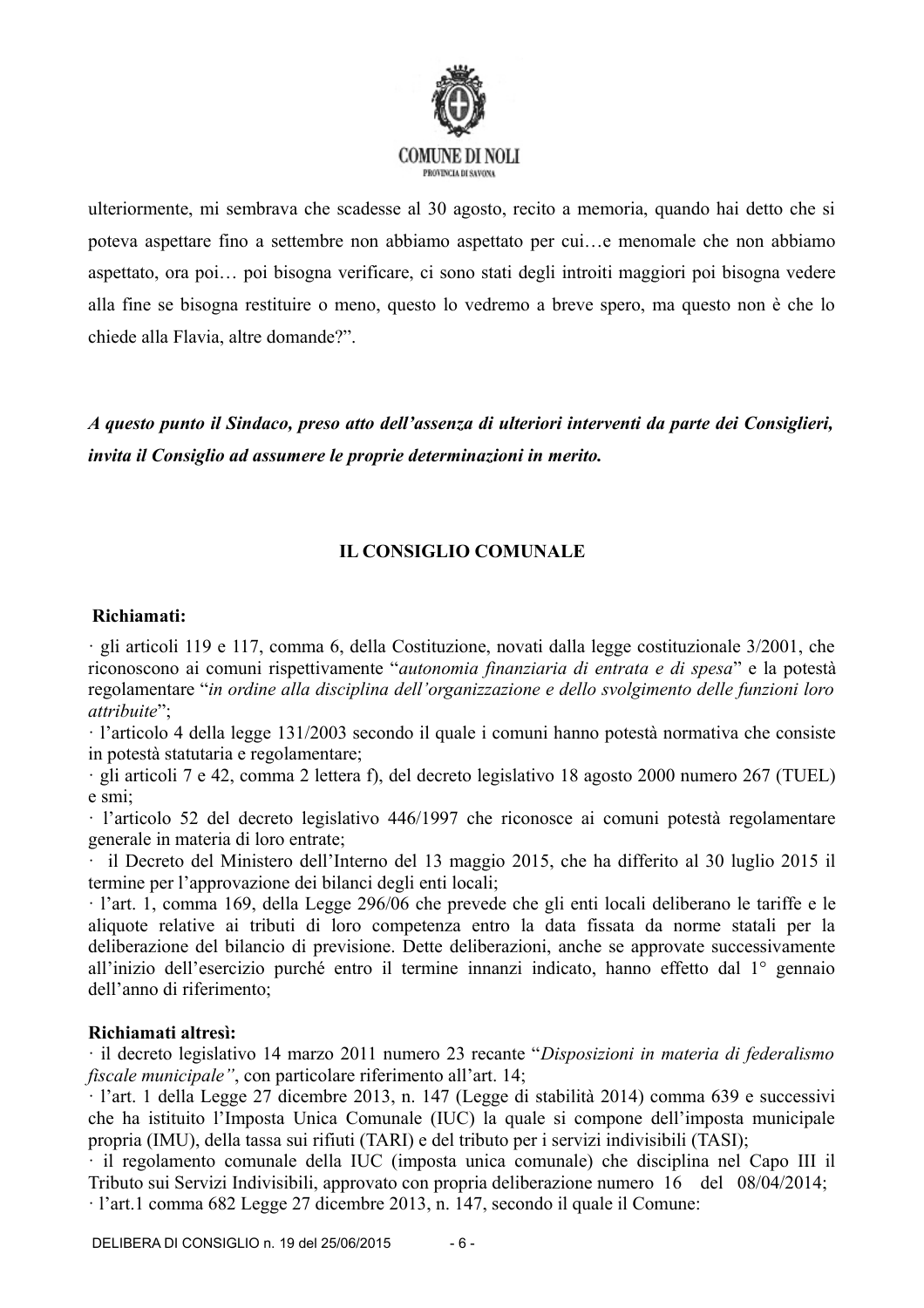ulteriormente, mi sembrava che scadesse al 30 agosto, recito a memoria, quando hai detto che si poteva aspettare fino a settembre non abbiamo aspettato per cui…e menomale che non abbiamo aspettato, ora poi… poi bisogna verificare, ci sono stati degli introiti maggiori poi bisogna vedere alla fine se bisogna restituire o meno, questo lo vedremo a breve spero, ma questo non è che lo chiede alla Flavia, altre domande?".

***A questo punto il Sindaco, preso atto dell'assenza di ulteriori interventi da parte dei Consiglieri, invita il Consiglio ad assumere le proprie determinazioni in merito.***

## IL CONSIGLIO COMUNALE

**Richiamati:**

· gli articoli 119 e 117, comma 6, della Costituzione, novati dalla legge costituzionale 3/2001, che riconoscono ai comuni rispettivamente "*autonomia finanziaria di entrata e di spesa*" e la potestà regolamentare "*in ordine alla disciplina dell'organizzazione e dello svolgimento delle funzioni loro attribuite*";

· l'articolo 4 della legge 131/2003 secondo il quale i comuni hanno potestà normativa che consiste in potestà statutaria e regolamentare;

· gli articoli 7 e 42, comma 2 lettera f), del decreto legislativo 18 agosto 2000 numero 267 (TUEL) e smi;

· l'articolo 52 del decreto legislativo 446/1997 che riconosce ai comuni potestà regolamentare generale in materia di loro entrate;

· il Decreto del Ministero dell'Interno del 13 maggio 2015, che ha differito al 30 luglio 2015 il termine per l'approvazione dei bilanci degli enti locali;

· l'art. 1, comma 169, della Legge 296/06 che prevede che gli enti locali deliberano le tariffe e le aliquote relative ai tributi di loro competenza entro la data fissata da norme statali per la deliberazione del bilancio di previsione. Dette deliberazioni, anche se approvate successivamente all'inizio dell'esercizio purché entro il termine innanzi indicato, hanno effetto dal 1° gennaio dell'anno di riferimento;

**Richiamati altresì:**

· il decreto legislativo 14 marzo 2011 numero 23 recante "*Disposizioni in materia di federalismo fiscale municipale"*, con particolare riferimento all'art. 14;

· l'art. 1 della Legge 27 dicembre 2013, n. 147 (Legge di stabilità 2014) comma 639 e successivi che ha istituito l'Imposta Unica Comunale (IUC) la quale si compone dell'imposta municipale propria (IMU), della tassa sui rifiuti (TARI) e del tributo per i servizi indivisibili (TASI);

· il regolamento comunale della IUC (imposta unica comunale) che disciplina nel Capo III il Tributo sui Servizi Indivisibili, approvato con propria deliberazione numero 16 del 08/04/2014;

· l'art.1 comma 682 Legge 27 dicembre 2013, n. 147, secondo il quale il Comune: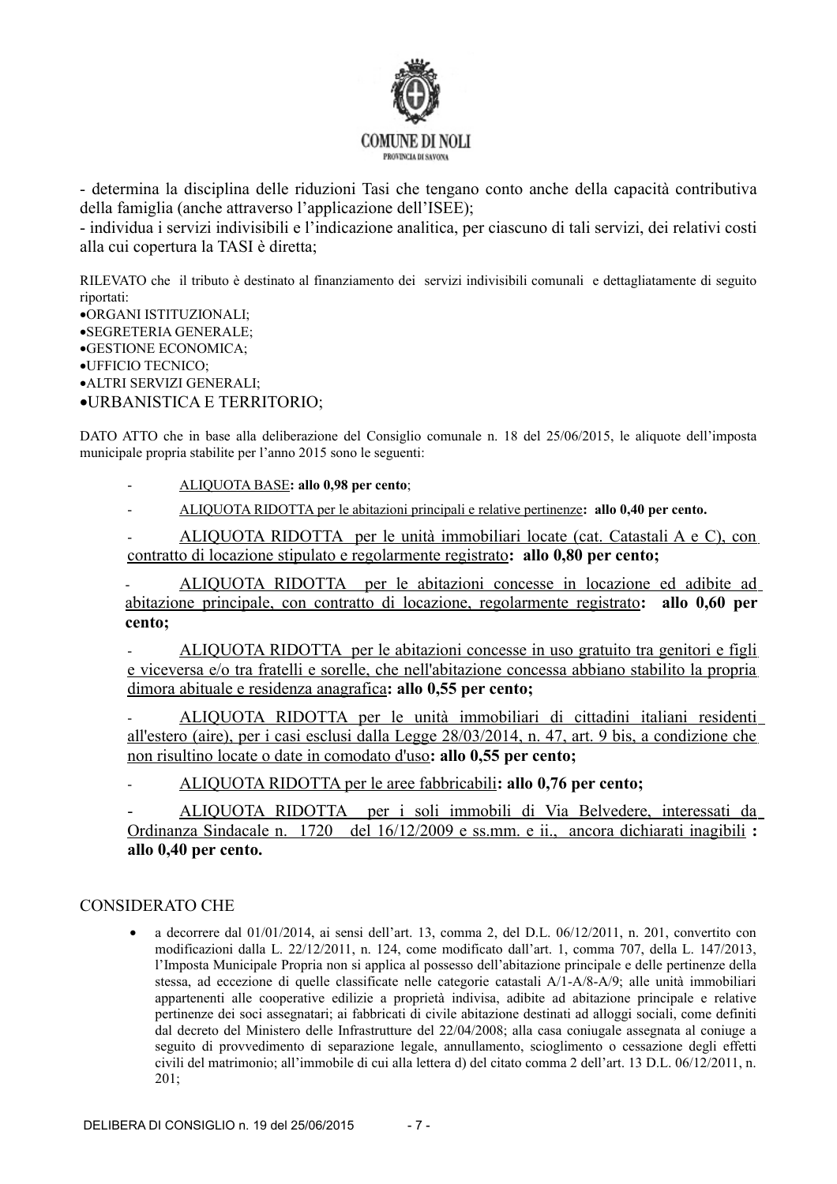- determina la disciplina delle riduzioni Tasi che tengano conto anche della capacità contributiva della famiglia (anche attraverso l'applicazione dell'ISEE);
- individua i servizi indivisibili e l'indicazione analitica, per ciascuno di tali servizi, dei relativi costi alla cui copertura la TASI è diretta;

RILEVATO che il tributo è destinato al finanziamento dei servizi indivisibili comunali e dettagliatamente di seguito riportati:

- ORGANI ISTITUZIONALI;
- SEGRETERIA GENERALE;
- GESTIONE ECONOMICA;
- UFFICIO TECNICO;
- ALTRI SERVIZI GENERALI;
- URBANISTICA E TERRITORIO;

DATO ATTO che in base alla deliberazione del Consiglio comunale n. 18 del 25/06/2015, le aliquote dell'imposta municipale propria stabilite per l'anno 2015 sono le seguenti:

- <u>ALIQUOTA BASE</u>**: allo 0,98 per cento**;
- <u>ALIQUOTA RIDOTTA per le abitazioni principali e relative pertinenze</u>**: allo 0,40 per cento.**
- <u>ALIQUOTA RIDOTTA per le unità immobiliari locate (cat. Catastali A e C), con contratto di locazione stipulato e regolarmente registrato</u>**: allo 0,80 per cento;**
- <u>ALIQUOTA RIDOTTA per le abitazioni concesse in locazione ed adibite ad abitazione principale, con contratto di locazione, regolarmente registrato</u>**: allo 0,60 per cento;**
- <u>ALIQUOTA RIDOTTA per le abitazioni concesse in uso gratuito tra genitori e figli e viceversa e/o tra fratelli e sorelle, che nell'abitazione concessa abbiano stabilito la propria dimora abituale e residenza anagrafica</u>**: allo 0,55 per cento;**
- <u>ALIQUOTA RIDOTTA per le unità immobiliari di cittadini italiani residenti all'estero (aire), per i casi esclusi dalla Legge 28/03/2014, n. 47, art. 9 bis, a condizione che non risultino locate o date in comodato d'uso</u>**: allo 0,55 per cento;**
- <u>ALIQUOTA RIDOTTA per le aree fabbricabili</u>**: allo 0,76 per cento;**
- <u>ALIQUOTA RIDOTTA per i soli immobili di Via Belvedere, interessati da Ordinanza Sindacale n. 1720 del 16/12/2009 e ss.mm. e ii., ancora dichiarati inagibili</u> **: allo 0,40 per cento.**

CONSIDERATO CHE

- a decorrere dal 01/01/2014, ai sensi dell'art. 13, comma 2, del D.L. 06/12/2011, n. 201, convertito con modificazioni dalla L. 22/12/2011, n. 124, come modificato dall'art. 1, comma 707, della L. 147/2013, l'Imposta Municipale Propria non si applica al possesso dell'abitazione principale e delle pertinenze della stessa, ad eccezione di quelle classificate nelle categorie catastali A/1-A/8-A/9; alle unità immobiliari appartenenti alle cooperative edilizie a proprietà indivisa, adibite ad abitazione principale e relative pertinenze dei soci assegnatari; ai fabbricati di civile abitazione destinati ad alloggi sociali, come definiti dal decreto del Ministero delle Infrastrutture del 22/04/2008; alla casa coniugale assegnata al coniuge a seguito di provvedimento di separazione legale, annullamento, scioglimento o cessazione degli effetti civili del matrimonio; all'immobile di cui alla lettera d) del citato comma 2 dell'art. 13 D.L. 06/12/2011, n. 201;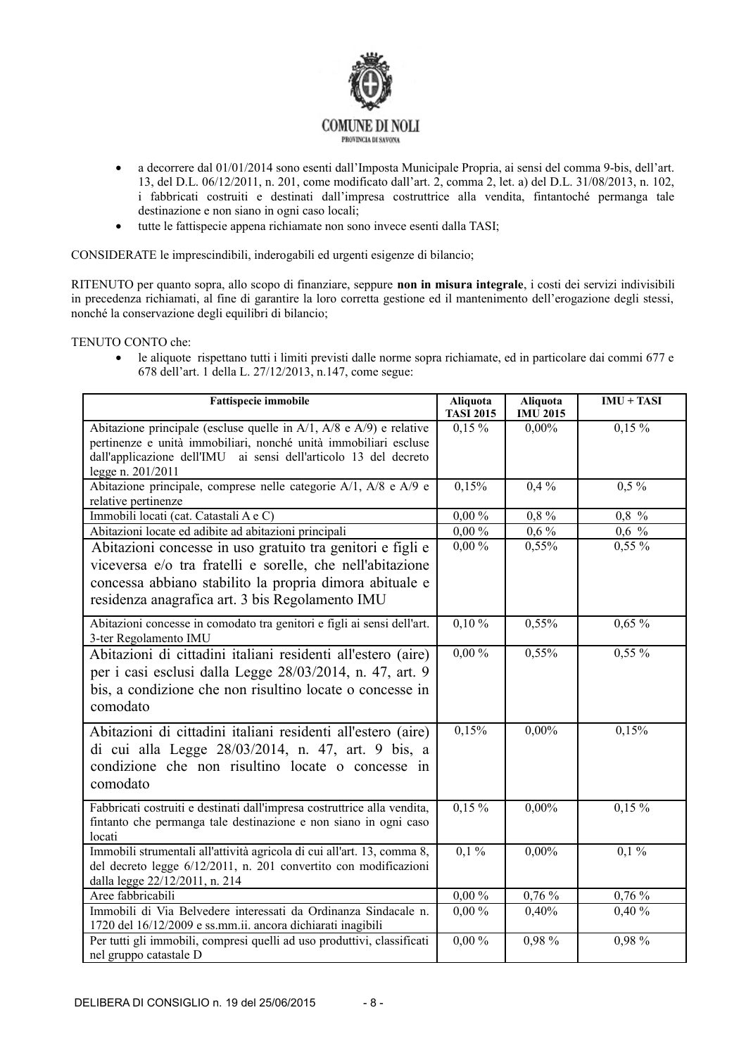- a decorrere dal 01/01/2014 sono esenti dall'Imposta Municipale Propria, ai sensi del comma 9-bis, dell'art. 13, del D.L. 06/12/2011, n. 201, come modificato dall'art. 2, comma 2, let. a) del D.L. 31/08/2013, n. 102, i fabbricati costruiti e destinati dall'impresa costruttrice alla vendita, fintantoché permanga tale destinazione e non siano in ogni caso locali;
- tutte le fattispecie appena richiamate non sono invece esenti dalla TASI;

CONSIDERATE le imprescindibili, inderogabili ed urgenti esigenze di bilancio;

RITENUTO per quanto sopra, allo scopo di finanziare, seppure **non in misura integrale**, i costi dei servizi indivisibili in precedenza richiamati, al fine di garantire la loro corretta gestione ed il mantenimento dell'erogazione degli stessi, nonché la conservazione degli equilibri di bilancio;

TENUTO CONTO che:

- le aliquote rispettano tutti i limiti previsti dalle norme sopra richiamate, ed in particolare dai commi 677 e 678 dell'art. 1 della L. 27/12/2013, n.147, come segue:

| Fattispecie immobile | Aliquota TASI 2015 | Aliquota IMU 2015 | IMU + TASI |
|---|---|---|---|
| Abitazione principale (escluse quelle in A/1, A/8 e A/9) e relative pertinenze e unità immobiliari, nonché unità immobiliari escluse dall'applicazione dell'IMU ai sensi dell'articolo 13 del decreto legge n. 201/2011 | 0,15 % | 0,00% | 0,15 % |
| Abitazione principale, comprese nelle categorie A/1, A/8 e A/9 e relative pertinenze | 0,15% | 0,4 % | 0,5 % |
| Immobili locati (cat. Catastali A e C) | 0,00 % | 0,8 % | 0,8 % |
| Abitazioni locate ed adibite ad abitazioni principali | 0,00 % | 0,6 % | 0,6 % |
| Abitazioni concesse in uso gratuito tra genitori e figli e viceversa e/o tra fratelli e sorelle, che nell'abitazione concessa abbiano stabilito la propria dimora abituale e residenza anagrafica art. 3 bis Regolamento IMU | 0,00 % | 0,55% | 0,55 % |
| Abitazioni concesse in comodato tra genitori e figli ai sensi dell'art. 3-ter Regolamento IMU | 0,10 % | 0,55% | 0,65 % |
| Abitazioni di cittadini italiani residenti all'estero (aire) per i casi esclusi dalla Legge 28/03/2014, n. 47, art. 9 bis, a condizione che non risultino locate o concesse in comodato | 0,00 % | 0,55% | 0,55 % |
| Abitazioni di cittadini italiani residenti all'estero (aire) di cui alla Legge 28/03/2014, n. 47, art. 9 bis, a condizione che non risultino locate o concesse in comodato | 0,15% | 0,00% | 0,15% |
| Fabbricati costruiti e destinati dall'impresa costruttrice alla vendita, fintanto che permanga tale destinazione e non siano in ogni caso locati | 0,15 % | 0,00% | 0,15 % |
| Immobili strumentali all'attività agricola di cui all'art. 13, comma 8, del decreto legge 6/12/2011, n. 201 convertito con modificazioni dalla legge 22/12/2011, n. 214 | 0,1 % | 0,00% | 0,1 % |
| Aree fabbricabili | 0,00 % | 0,76 % | 0,76 % |
| Immobili di Via Belvedere interessati da Ordinanza Sindacale n. 1720 del 16/12/2009 e ss.mm.ii. ancora dichiarati inagibili | 0,00 % | 0,40% | 0,40 % |
| Per tutti gli immobili, compresi quelli ad uso produttivi, classificati nel gruppo catastale D | 0,00 % | 0,98 % | 0,98 % |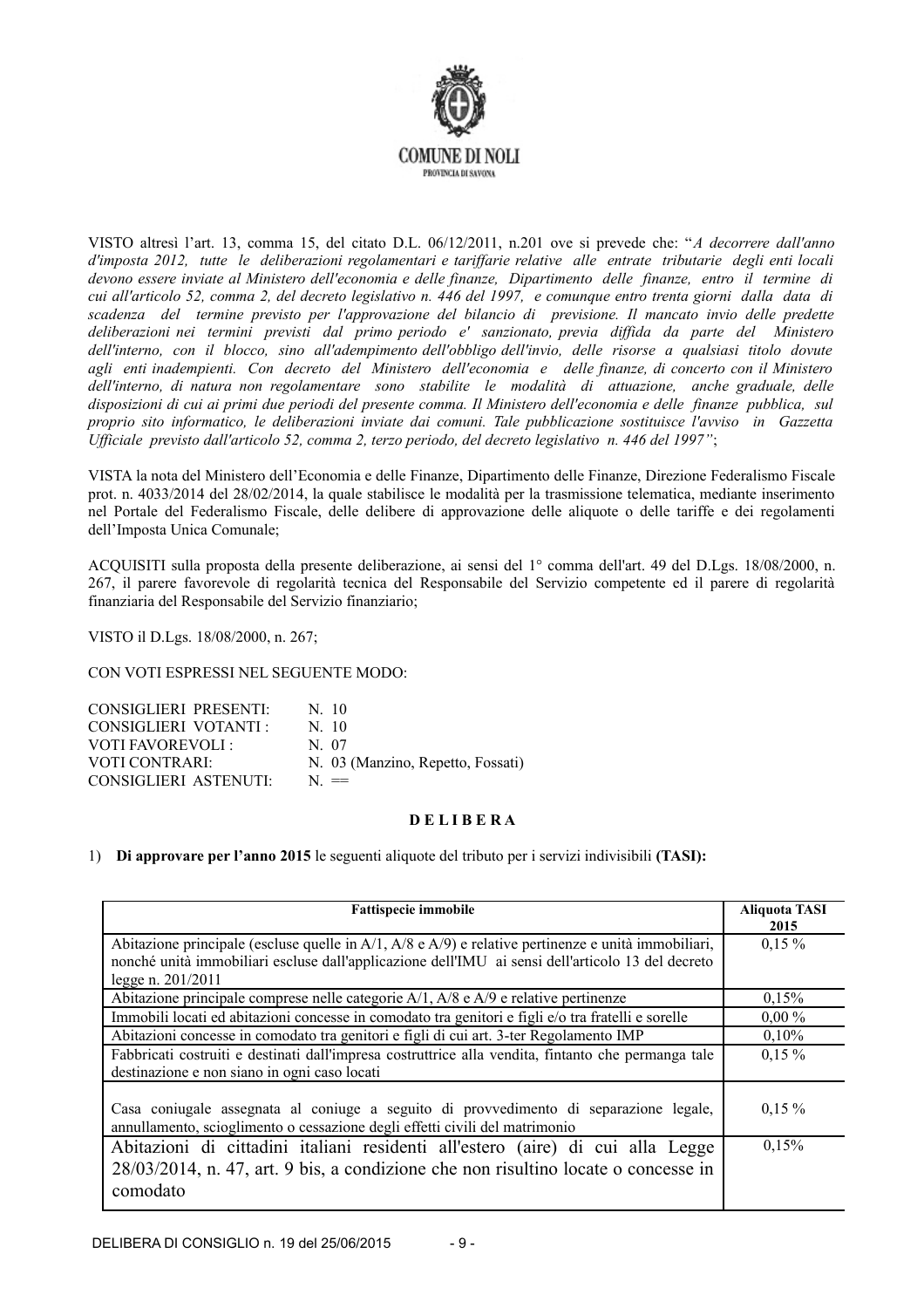VISTO altresì l'art. 13, comma 15, del citato D.L. 06/12/2011, n.201 ove si prevede che: "*A decorrere dall'anno d'imposta 2012, tutte le deliberazioni regolamentari e tariffarie relative alle entrate tributarie degli enti locali devono essere inviate al Ministero dell'economia e delle finanze, Dipartimento delle finanze, entro il termine di cui all'articolo 52, comma 2, del decreto legislativo n. 446 del 1997, e comunque entro trenta giorni dalla data di scadenza del termine previsto per l'approvazione del bilancio di previsione. Il mancato invio delle predette deliberazioni nei termini previsti dal primo periodo e' sanzionato, previa diffida da parte del Ministero dell'interno, con il blocco, sino all'adempimento dell'obbligo dell'invio, delle risorse a qualsiasi titolo dovute agli enti inadempienti. Con decreto del Ministero dell'economia e delle finanze, di concerto con il Ministero dell'interno, di natura non regolamentare sono stabilite le modalità di attuazione, anche graduale, delle disposizioni di cui ai primi due periodi del presente comma. Il Ministero dell'economia e delle finanze pubblica, sul proprio sito informatico, le deliberazioni inviate dai comuni. Tale pubblicazione sostituisce l'avviso in Gazzetta Ufficiale previsto dall'articolo 52, comma 2, terzo periodo, del decreto legislativo n. 446 del 1997*";

VISTA la nota del Ministero dell'Economia e delle Finanze, Dipartimento delle Finanze, Direzione Federalismo Fiscale prot. n. 4033/2014 del 28/02/2014, la quale stabilisce le modalità per la trasmissione telematica, mediante inserimento nel Portale del Federalismo Fiscale, delle delibere di approvazione delle aliquote o delle tariffe e dei regolamenti dell'Imposta Unica Comunale;

ACQUISITI sulla proposta della presente deliberazione, ai sensi del 1° comma dell'art. 49 del D.Lgs. 18/08/2000, n. 267, il parere favorevole di regolarità tecnica del Responsabile del Servizio competente ed il parere di regolarità finanziaria del Responsabile del Servizio finanziario;

VISTO il D.Lgs. 18/08/2000, n. 267;

CON VOTI ESPRESSI NEL SEGUENTE MODO:

CONSIGLIERI PRESENTI: N. 10
CONSIGLIERI VOTANTI : N. 10
VOTI FAVOREVOLI : N. 07
VOTI CONTRARI: N. 03 (Manzino, Repetto, Fossati)
CONSIGLIERI ASTENUTI: N. ==

**D E L I B E R A**

1) **Di approvare per l'anno 2015** le seguenti aliquote del tributo per i servizi indivisibili **(TASI):**

| Fattispecie immobile | Aliquota TASI 2015 |
|---|---|
| Abitazione principale (escluse quelle in A/1, A/8 e A/9) e relative pertinenze e unità immobiliari, nonché unità immobiliari escluse dall'applicazione dell'IMU ai sensi dell'articolo 13 del decreto legge n. 201/2011 | 0,15 % |
| Abitazione principale comprese nelle categorie A/1, A/8 e A/9 e relative pertinenze | 0,15% |
| Immobili locati ed abitazioni concesse in comodato tra genitori e figli e/o tra fratelli e sorelle | 0,00 % |
| Abitazioni concesse in comodato tra genitori e figli di cui art. 3-ter Regolamento IMP | 0,10% |
| Fabbricati costruiti e destinati dall'impresa costruttrice alla vendita, fintanto che permanga tale destinazione e non siano in ogni caso locati | 0,15 % |
| Casa coniugale assegnata al coniuge a seguito di provvedimento di separazione legale, annullamento, scioglimento o cessazione degli effetti civili del matrimonio | 0,15 % |
| Abitazioni di cittadini italiani residenti all'estero (aire) di cui alla Legge 28/03/2014, n. 47, art. 9 bis, a condizione che non risultino locate o concesse in comodato | 0,15% |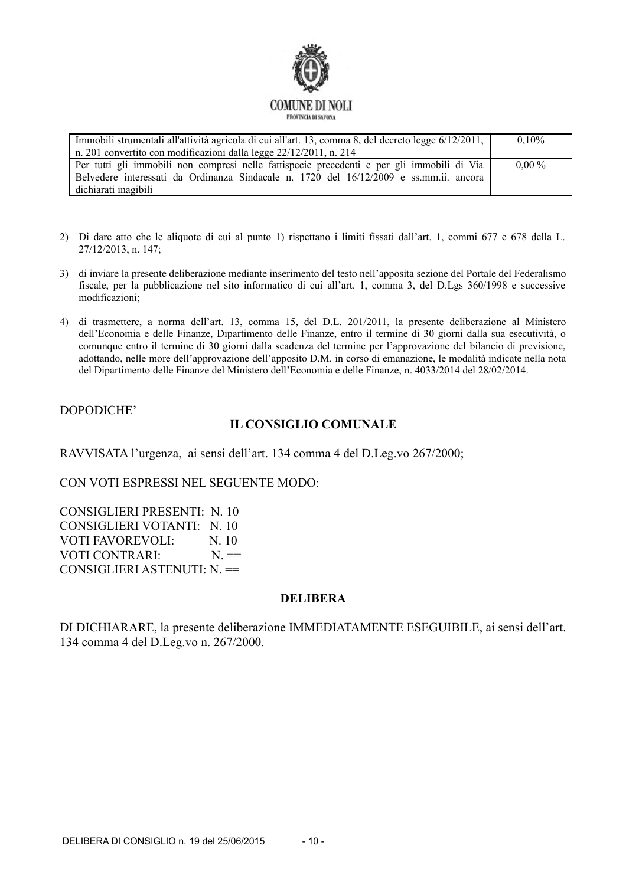| | |
|---|---|
| Immobili strumentali all'attività agricola di cui all'art. 13, comma 8, del decreto legge 6/12/2011, n. 201 convertito con modificazioni dalla legge 22/12/2011, n. 214 | 0,10% |
| Per tutti gli immobili non compresi nelle fattispecie precedenti e per gli immobili di Via Belvedere interessati da Ordinanza Sindacale n. 1720 del 16/12/2009 e ss.mm.ii. ancora dichiarati inagibili | 0,00 % |

2) Di dare atto che le aliquote di cui al punto 1) rispettano i limiti fissati dall'art. 1, commi 677 e 678 della L. 27/12/2013, n. 147;

3) di inviare la presente deliberazione mediante inserimento del testo nell'apposita sezione del Portale del Federalismo fiscale, per la pubblicazione nel sito informatico di cui all'art. 1, comma 3, del D.Lgs 360/1998 e successive modificazioni;

4) di trasmettere, a norma dell'art. 13, comma 15, del D.L. 201/2011, la presente deliberazione al Ministero dell'Economia e delle Finanze, Dipartimento delle Finanze, entro il termine di 30 giorni dalla sua esecutività, o comunque entro il termine di 30 giorni dalla scadenza del termine per l'approvazione del bilancio di previsione, adottando, nelle more dell'approvazione dell'apposito D.M. in corso di emanazione, le modalità indicate nella nota del Dipartimento delle Finanze del Ministero dell'Economia e delle Finanze, n. 4033/2014 del 28/02/2014.

DOPODICHE'

**IL CONSIGLIO COMUNALE**

RAVVISATA l'urgenza, ai sensi dell'art. 134 comma 4 del D.Leg.vo 267/2000;

CON VOTI ESPRESSI NEL SEGUENTE MODO:

CONSIGLIERI PRESENTI: N. 10
CONSIGLIERI VOTANTI: N. 10
VOTI FAVOREVOLI: N. 10
VOTI CONTRARI: N. ==
CONSIGLIERI ASTENUTI: N. ==

**DELIBERA**

DI DICHIARARE, la presente deliberazione IMMEDIATAMENTE ESEGUIBILE, ai sensi dell'art. 134 comma 4 del D.Leg.vo n. 267/2000.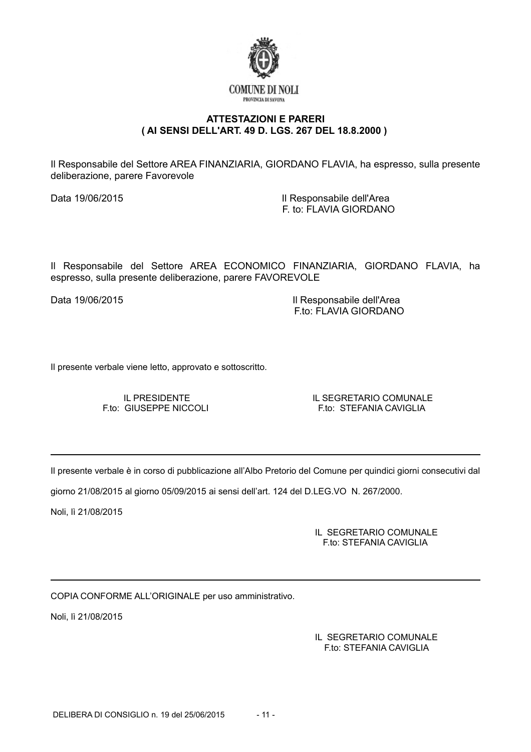COMUNE DI NOLI
PROVINCIA DI SAVONA

**ATTESTAZIONI E PARERI**
**( AI SENSI DELL'ART. 49 D. LGS. 267 DEL 18.8.2000 )**

Il Responsabile del Settore AREA FINANZIARIA, GIORDANO FLAVIA, ha espresso, sulla presente deliberazione, parere Favorevole

Data 19/06/2015

Il Responsabile dell'Area
F. to: FLAVIA GIORDANO

Il Responsabile del Settore AREA ECONOMICO FINANZIARIA, GIORDANO FLAVIA, ha espresso, sulla presente deliberazione, parere FAVOREVOLE

Data 19/06/2015

Il Responsabile dell'Area
F.to: FLAVIA GIORDANO

Il presente verbale viene letto, approvato e sottoscritto.

IL PRESIDENTE
F.to: GIUSEPPE NICCOLI

IL SEGRETARIO COMUNALE
F.to: STEFANIA CAVIGLIA

---

Il presente verbale è in corso di pubblicazione all'Albo Pretorio del Comune per quindici giorni consecutivi dal giorno 21/08/2015 al giorno 05/09/2015 ai sensi dell'art. 124 del D.LEG.VO N. 267/2000.

Noli, lì 21/08/2015

IL SEGRETARIO COMUNALE
F.to: STEFANIA CAVIGLIA

---

COPIA CONFORME ALL'ORIGINALE per uso amministrativo.

Noli, lì 21/08/2015

IL SEGRETARIO COMUNALE
F.to: STEFANIA CAVIGLIA